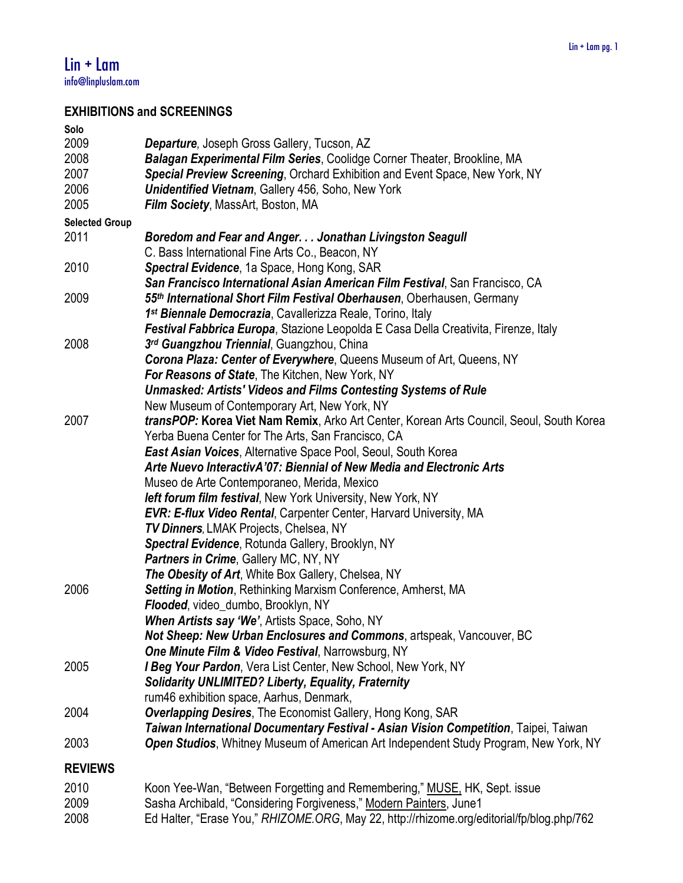# Lin + Lam

info@linpluslam.com

## EXHIBITIONS and SCREENINGS

**Solo**

| | |
|---|---|
| 2009 | ***Departure**,* Joseph Gross Gallery, Tucson, AZ |
| 2008 | ***Balagan Experimental Film Series***, Coolidge Corner Theater, Brookline, MA |
| 2007 | ***Special Preview Screening***, Orchard Exhibition and Event Space, New York, NY |
| 2006 | ***Unidentified Vietnam***, Gallery 456*,* Soho, New York |
| 2005 | ***Film Society***, MassArt, Boston, MA |

**Selected Group**

| | |
|---|---|
| 2011 | ***Boredom and Fear and Anger. . . Jonathan Livingston Seagull*** |
| | C. Bass International Fine Arts Co., Beacon, NY |
| 2010 | ***Spectral Evidence***, 1a Space, Hong Kong, SAR |
| | ***San Francisco International Asian American Film Festival***, San Francisco, CA |
| 2009 | ***55th International Short Film Festival Oberhausen***, Oberhausen, Germany |
| | ***1st Biennale Democrazia***, Cavallerizza Reale, Torino, Italy |
| | ***Festival Fabbrica Europa***, Stazione Leopolda E Casa Della Creativita, Firenze, Italy |
| 2008 | ***3rd Guangzhou Triennial***, Guangzhou, China |
| | ***Corona Plaza: Center of Everywhere***, Queens Museum of Art, Queens, NY |
| | ***For Reasons of State***, The Kitchen, New York, NY |
| | ***Unmasked: Artists' Videos and Films Contesting Systems of Rule*** |
| | New Museum of Contemporary Art, New York, NY |
| 2007 | ***transPOP:* Korea Viet Nam Remix**, Arko Art Center, Korean Arts Council, Seoul, South Korea |
| | Yerba Buena Center for The Arts, San Francisco, CA |
| | ***East Asian Voices***, Alternative Space Pool, Seoul, South Korea |
| | ***Arte Nuevo InteractivA'07: Biennial of New Media and Electronic Arts*** |
| | Museo de Arte Contemporaneo, Merida, Mexico |
| | ***left forum film festival***, New York University, New York, NY |
| | ***EVR: E-flux Video Rental***, Carpenter Center, Harvard University, MA |
| | ***TV Dinners**,* LMAK Projects, Chelsea, NY |
| | ***Spectral Evidence***, Rotunda Gallery, Brooklyn, NY |
| | ***Partners in Crime***, Gallery MC, NY, NY |
| | ***The Obesity of Art***, White Box Gallery, Chelsea, NY |
| 2006 | ***Setting in Motion***, Rethinking Marxism Conference, Amherst, MA |
| | ***Flooded***, video_dumbo, Brooklyn, NY |
| | ***When Artists say 'We'***, Artists Space, Soho, NY |
| | ***Not Sheep: New Urban Enclosures and Commons***, artspeak, Vancouver, BC |
| | ***One Minute Film & Video Festival***, Narrowsburg, NY |
| 2005 | ***I Beg Your Pardon***, Vera List Center, New School, New York, NY |
| | ***Solidarity UNLIMITED? Liberty, Equality, Fraternity*** |
| | rum46 exhibition space, Aarhus, Denmark, |
| 2004 | ***Overlapping Desires***, The Economist Gallery, Hong Kong, SAR |
| | ***Taiwan International Documentary Festival - Asian Vision Competition***, Taipei, Taiwan |
| 2003 | ***Open Studios***, Whitney Museum of American Art Independent Study Program, New York, NY |

## REVIEWS

| | |
|---|---|
| 2010 | Koon Yee-Wan, "Between Forgetting and Remembering," MUSE, HK, Sept. issue |
| 2009 | Sasha Archibald, "Considering Forgiveness," Modern Painters, June1 |
| 2008 | Ed Halter, "Erase You," *RHIZOME.ORG*, May 22, http://rhizome.org/editorial/fp/blog.php/762 |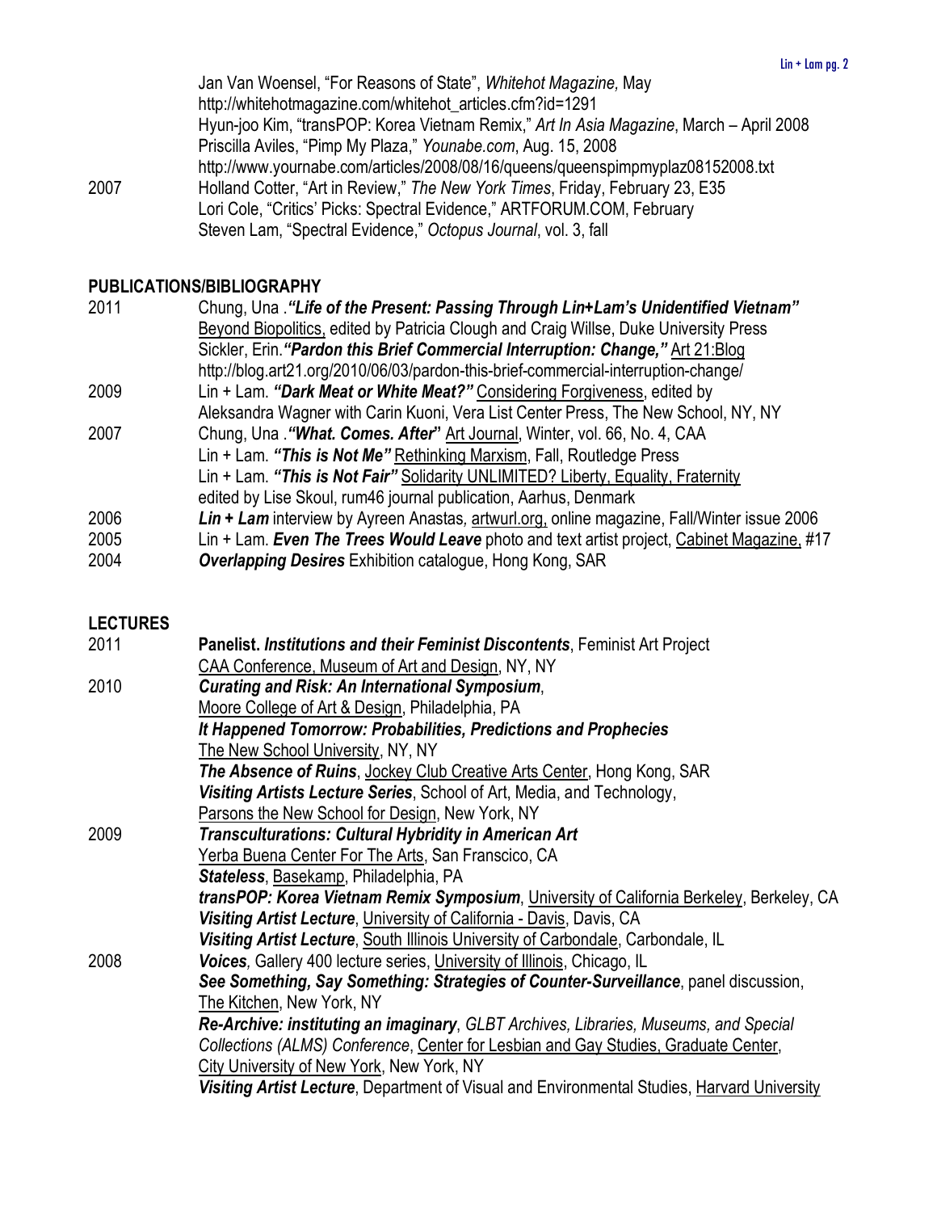Jan Van Woensel, "For Reasons of State", *Whitehot Magazine,* May
http://whitehotmagazine.com/whitehot_articles.cfm?id=1291
Hyun-joo Kim, "transPOP: Korea Vietnam Remix," *Art In Asia Magazine*, March – April 2008
Priscilla Aviles, "Pimp My Plaza," *Younabe.com*, Aug. 15, 2008
http://www.yournabe.com/articles/2008/08/16/queens/queenspimpmyplaz08152008.txt

2007 Holland Cotter, "Art in Review," *The New York Times*, Friday, February 23, E35
Lori Cole, "Critics' Picks: Spectral Evidence," ARTFORUM.COM, February
Steven Lam, "Spectral Evidence," *Octopus Journal*, vol. 3, fall

## PUBLICATIONS/BIBLIOGRAPHY

2011 Chung, Una .***"Life of the Present: Passing Through Lin+Lam's Unidentified Vietnam"*** Beyond Biopolitics, edited by Patricia Clough and Craig Willse, Duke University Press
Sickler, Erin.***"Pardon this Brief Commercial Interruption: Change,"*** Art 21:Blog
http://blog.art21.org/2010/06/03/pardon-this-brief-commercial-interruption-change/

2009 Lin + Lam. ***"Dark Meat or White Meat?"*** Considering Forgiveness, edited by Aleksandra Wagner with Carin Kuoni, Vera List Center Press, The New School, NY, NY

2007 Chung, Una .***"What. Comes. After"*** Art Journal, Winter, vol. 66, No. 4, CAA
Lin + Lam. ***"This is Not Me"*** Rethinking Marxism, Fall, Routledge Press
Lin + Lam. ***"This is Not Fair"*** Solidarity UNLIMITED? Liberty, Equality, Fraternity edited by Lise Skoul, rum46 journal publication, Aarhus, Denmark

2006 ***Lin + Lam*** interview by Ayreen Anastas*,* artwurl.org, online magazine, Fall/Winter issue 2006

2005 Lin + Lam. ***Even The Trees Would Leave*** photo and text artist project, Cabinet Magazine, #17

2004 ***Overlapping Desires*** Exhibition catalogue, Hong Kong, SAR

## LECTURES

2011 **Panelist. *Institutions and their Feminist Discontents***, Feminist Art Project
CAA Conference, Museum of Art and Design, NY, NY

2010 ***Curating and Risk: An International Symposium***,
Moore College of Art & Design, Philadelphia, PA
***It Happened Tomorrow: Probabilities, Predictions and Prophecies***
The New School University, NY, NY
***The Absence of Ruins***, Jockey Club Creative Arts Center, Hong Kong, SAR
***Visiting Artists Lecture Series***, School of Art, Media, and Technology,
Parsons the New School for Design, New York, NY

2009 ***Transculturations: Cultural Hybridity in American Art***
Yerba Buena Center For The Arts, San Franscico, CA
***Stateless***, Basekamp, Philadelphia, PA
***transPOP: Korea Vietnam Remix Symposium***, University of California Berkeley, Berkeley, CA
***Visiting Artist Lecture***, University of California - Davis, Davis, CA
***Visiting Artist Lecture***, South Illinois University of Carbondale, Carbondale, IL

2008 ***Voices**,* Gallery 400 lecture series, University of Illinois, Chicago, IL
***See Something, Say Something: Strategies of Counter-Surveillance***, panel discussion, The Kitchen, New York, NY
***Re-Archive: instituting an imaginary***, *GLBT Archives, Libraries, Museums, and Special Collections (ALMS) Conference*, Center for Lesbian and Gay Studies, Graduate Center, City University of New York, New York, NY
***Visiting Artist Lecture***, Department of Visual and Environmental Studies, Harvard University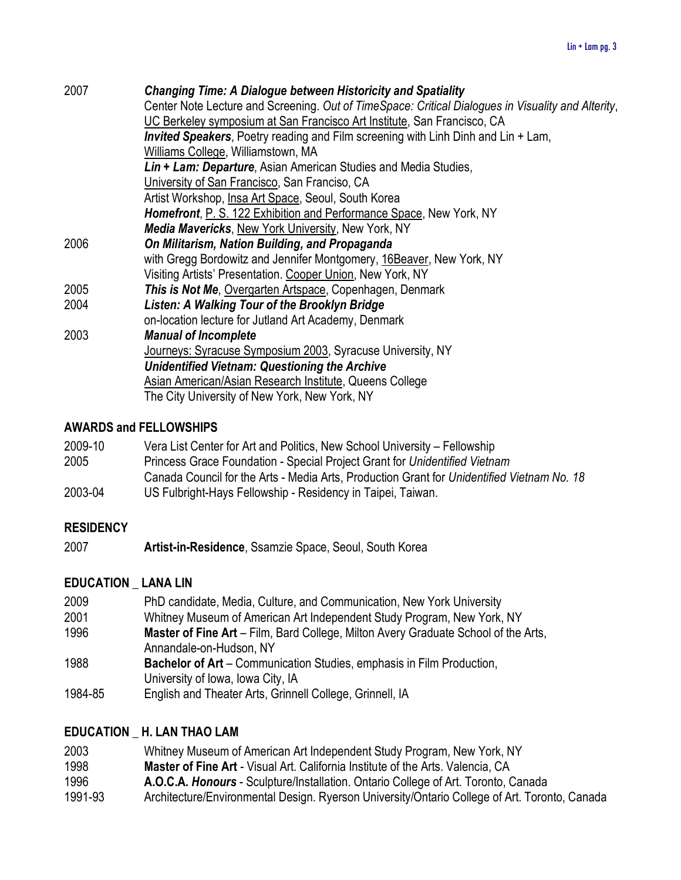2007 ***Changing Time: A Dialogue between Historicity and Spatiality***
Center Note Lecture and Screening. *Out of TimeSpace: Critical Dialogues in Visuality and Alterity*, UC Berkeley symposium at San Francisco Art Institute, San Francisco, CA
***Invited Speakers***, Poetry reading and Film screening with Linh Dinh and Lin + Lam, Williams College, Williamstown, MA
***Lin + Lam: Departure***, Asian American Studies and Media Studies, University of San Francisco, San Franciso, CA
Artist Workshop, Insa Art Space, Seoul, South Korea
***Homefront***, P. S. 122 Exhibition and Performance Space, New York, NY
***Media Mavericks***, New York University, New York, NY

2006 ***On Militarism, Nation Building, and Propaganda***
with Gregg Bordowitz and Jennifer Montgomery, 16Beaver, New York, NY
Visiting Artists' Presentation. Cooper Union, New York, NY

2005 ***This is Not Me***, Overgarten Artspace, Copenhagen, Denmark

2004 ***Listen: A Walking Tour of the Brooklyn Bridge***
on-location lecture for Jutland Art Academy, Denmark

2003 ***Manual of Incomplete***
Journeys: Syracuse Symposium 2003, Syracuse University, NY
***Unidentified Vietnam: Questioning the Archive***
Asian American/Asian Research Institute, Queens College
The City University of New York, New York, NY

## AWARDS and FELLOWSHIPS

2009-10 Vera List Center for Art and Politics, New School University – Fellowship

2005 Princess Grace Foundation - Special Project Grant for *Unidentified Vietnam*
Canada Council for the Arts - Media Arts, Production Grant for *Unidentified Vietnam No. 18*

2003-04 US Fulbright-Hays Fellowship - Residency in Taipei, Taiwan.

## RESIDENCY

2007 **Artist-in-Residence**, Ssamzie Space, Seoul, South Korea

## EDUCATION _ LANA LIN

2009 PhD candidate, Media, Culture, and Communication, New York University

2001 Whitney Museum of American Art Independent Study Program, New York, NY

1996 **Master of Fine Art** – Film, Bard College, Milton Avery Graduate School of the Arts, Annandale-on-Hudson, NY

1988 **Bachelor of Art** – Communication Studies, emphasis in Film Production, University of Iowa, Iowa City, IA

1984-85 English and Theater Arts, Grinnell College, Grinnell, IA

## EDUCATION _ H. LAN THAO LAM

2003 Whitney Museum of American Art Independent Study Program, New York, NY

1998 **Master of Fine Art** - Visual Art. California Institute of the Arts. Valencia, CA

1996 **A.O.C.A. *Honours*** - Sculpture/Installation. Ontario College of Art. Toronto, Canada

1991-93 Architecture/Environmental Design. Ryerson University/Ontario College of Art. Toronto, Canada